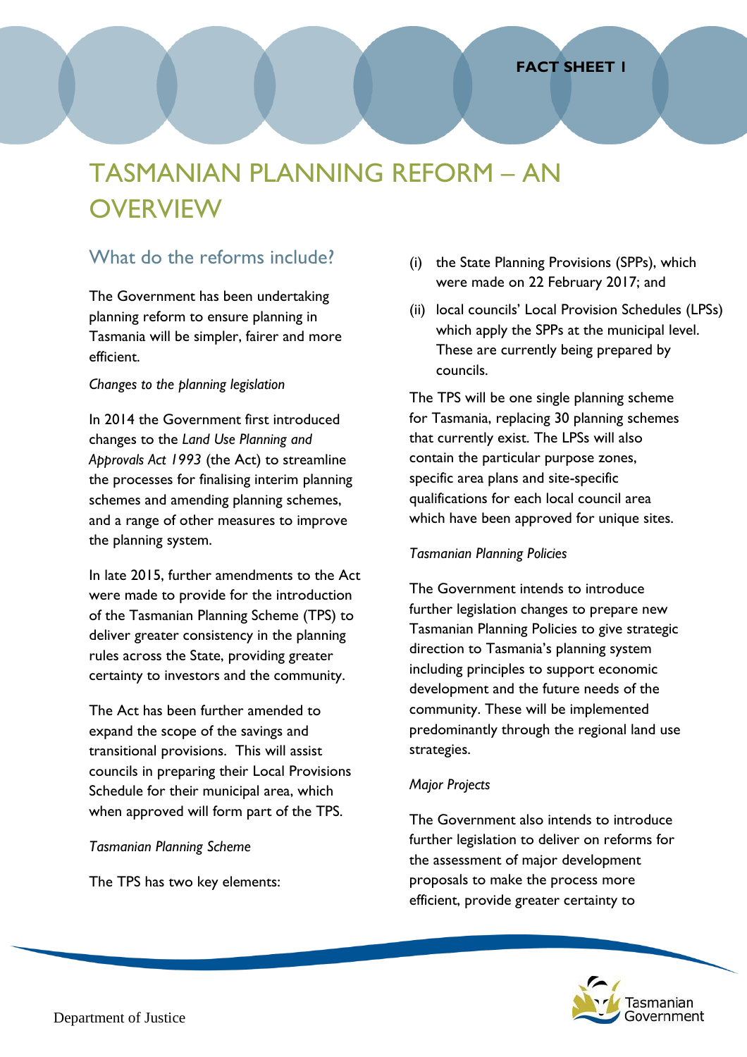FACT SHEET 1

# TASMANIAN PLANNING REFORM – AN OVERVIEW

## What do the reforms include?

The Government has been undertaking planning reform to ensure planning in Tasmania will be simpler, fairer and more efficient.

*Changes to the planning legislation*

In 2014 the Government first introduced changes to the *Land Use Planning and Approvals Act 1993* (the Act) to streamline the processes for finalising interim planning schemes and amending planning schemes, and a range of other measures to improve the planning system.

In late 2015, further amendments to the Act were made to provide for the introduction of the Tasmanian Planning Scheme (TPS) to deliver greater consistency in the planning rules across the State, providing greater certainty to investors and the community.

The Act has been further amended to expand the scope of the savings and transitional provisions. This will assist councils in preparing their Local Provisions Schedule for their municipal area, which when approved will form part of the TPS.

*Tasmanian Planning Scheme*

The TPS has two key elements:

(i) the State Planning Provisions (SPPs), which were made on 22 February 2017; and

(ii) local councils' Local Provision Schedules (LPSs) which apply the SPPs at the municipal level. These are currently being prepared by councils.

The TPS will be one single planning scheme for Tasmania, replacing 30 planning schemes that currently exist. The LPSs will also contain the particular purpose zones, specific area plans and site-specific qualifications for each local council area which have been approved for unique sites.

*Tasmanian Planning Policies*

The Government intends to introduce further legislation changes to prepare new Tasmanian Planning Policies to give strategic direction to Tasmania's planning system including principles to support economic development and the future needs of the community. These will be implemented predominantly through the regional land use strategies.

*Major Projects*

The Government also intends to introduce further legislation to deliver on reforms for the assessment of major development proposals to make the process more efficient, provide greater certainty to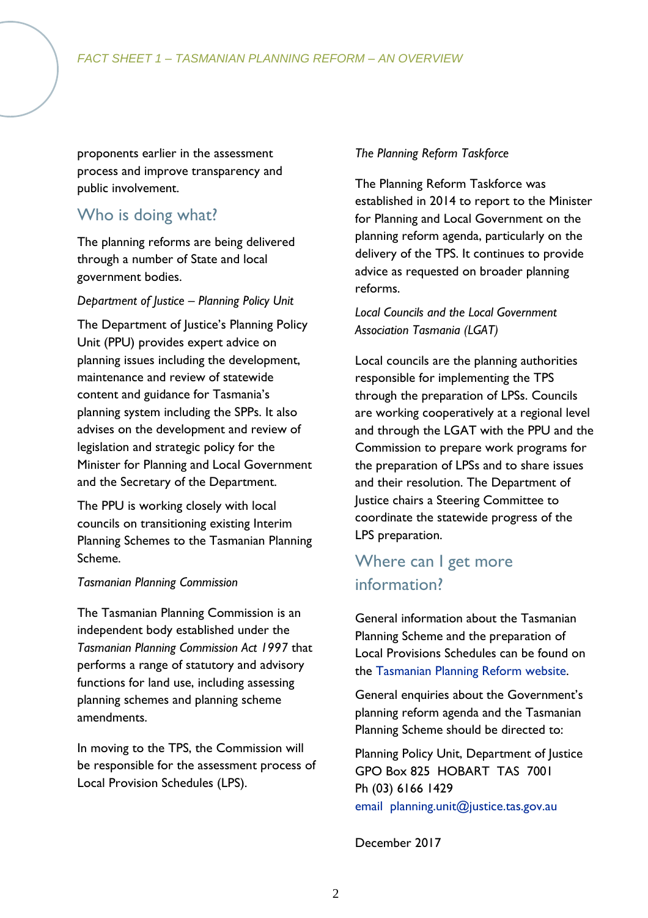proponents earlier in the assessment process and improve transparency and public involvement.

## Who is doing what?

The planning reforms are being delivered through a number of State and local government bodies.

*Department of Justice – Planning Policy Unit*

The Department of Justice's Planning Policy Unit (PPU) provides expert advice on planning issues including the development, maintenance and review of statewide content and guidance for Tasmania's planning system including the SPPs. It also advises on the development and review of legislation and strategic policy for the Minister for Planning and Local Government and the Secretary of the Department.

The PPU is working closely with local councils on transitioning existing Interim Planning Schemes to the Tasmanian Planning Scheme.

*Tasmanian Planning Commission*

The Tasmanian Planning Commission is an independent body established under the *Tasmanian Planning Commission Act 1997* that performs a range of statutory and advisory functions for land use, including assessing planning schemes and planning scheme amendments.

In moving to the TPS, the Commission will be responsible for the assessment process of Local Provision Schedules (LPS).

*The Planning Reform Taskforce*

The Planning Reform Taskforce was established in 2014 to report to the Minister for Planning and Local Government on the planning reform agenda, particularly on the delivery of the TPS. It continues to provide advice as requested on broader planning reforms.

*Local Councils and the Local Government Association Tasmania (LGAT)*

Local councils are the planning authorities responsible for implementing the TPS through the preparation of LPSs. Councils are working cooperatively at a regional level and through the LGAT with the PPU and the Commission to prepare work programs for the preparation of LPSs and to share issues and their resolution. The Department of Justice chairs a Steering Committee to coordinate the statewide progress of the LPS preparation.

## Where can I get more information?

General information about the Tasmanian Planning Scheme and the preparation of Local Provisions Schedules can be found on the Tasmanian Planning Reform website.

General enquiries about the Government's planning reform agenda and the Tasmanian Planning Scheme should be directed to:

Planning Policy Unit, Department of Justice
GPO Box 825 HOBART TAS 7001
Ph (03) 6166 1429
email planning.unit@justice.tas.gov.au

December 2017